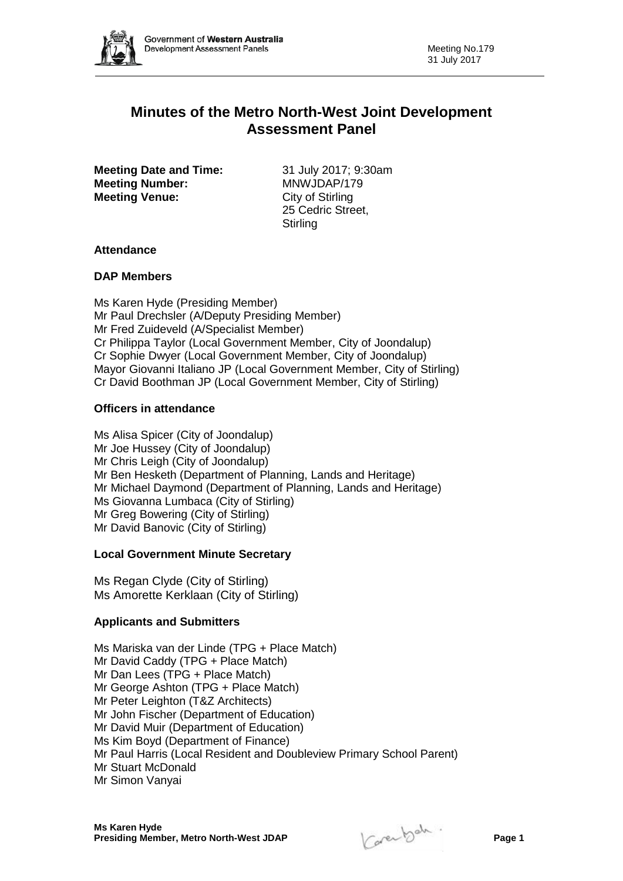# Minutes of the Metro North-West Joint Development Assessment Panel

**Meeting Date and Time:** 31 July 2017; 9:30am
**Meeting Number:** MNWJDAP/179
**Meeting Venue:** City of Stirling
25 Cedric Street,
Stirling

### Attendance

### DAP Members

Ms Karen Hyde (Presiding Member)
Mr Paul Drechsler (A/Deputy Presiding Member)
Mr Fred Zuideveld (A/Specialist Member)
Cr Philippa Taylor (Local Government Member, City of Joondalup)
Cr Sophie Dwyer (Local Government Member, City of Joondalup)
Mayor Giovanni Italiano JP (Local Government Member, City of Stirling)
Cr David Boothman JP (Local Government Member, City of Stirling)

### Officers in attendance

Ms Alisa Spicer (City of Joondalup)
Mr Joe Hussey (City of Joondalup)
Mr Chris Leigh (City of Joondalup)
Mr Ben Hesketh (Department of Planning, Lands and Heritage)
Mr Michael Daymond (Department of Planning, Lands and Heritage)
Ms Giovanna Lumbaca (City of Stirling)
Mr Greg Bowering (City of Stirling)
Mr David Banovic (City of Stirling)

### Local Government Minute Secretary

Ms Regan Clyde (City of Stirling)
Ms Amorette Kerklaan (City of Stirling)

### Applicants and Submitters

Ms Mariska van der Linde (TPG + Place Match)
Mr David Caddy (TPG + Place Match)
Mr Dan Lees (TPG + Place Match)
Mr George Ashton (TPG + Place Match)
Mr Peter Leighton (T&Z Architects)
Mr John Fischer (Department of Education)
Mr David Muir (Department of Education)
Ms Kim Boyd (Department of Finance)
Mr Paul Harris (Local Resident and Doubleview Primary School Parent)
Mr Stuart McDonald
Mr Simon Vanyai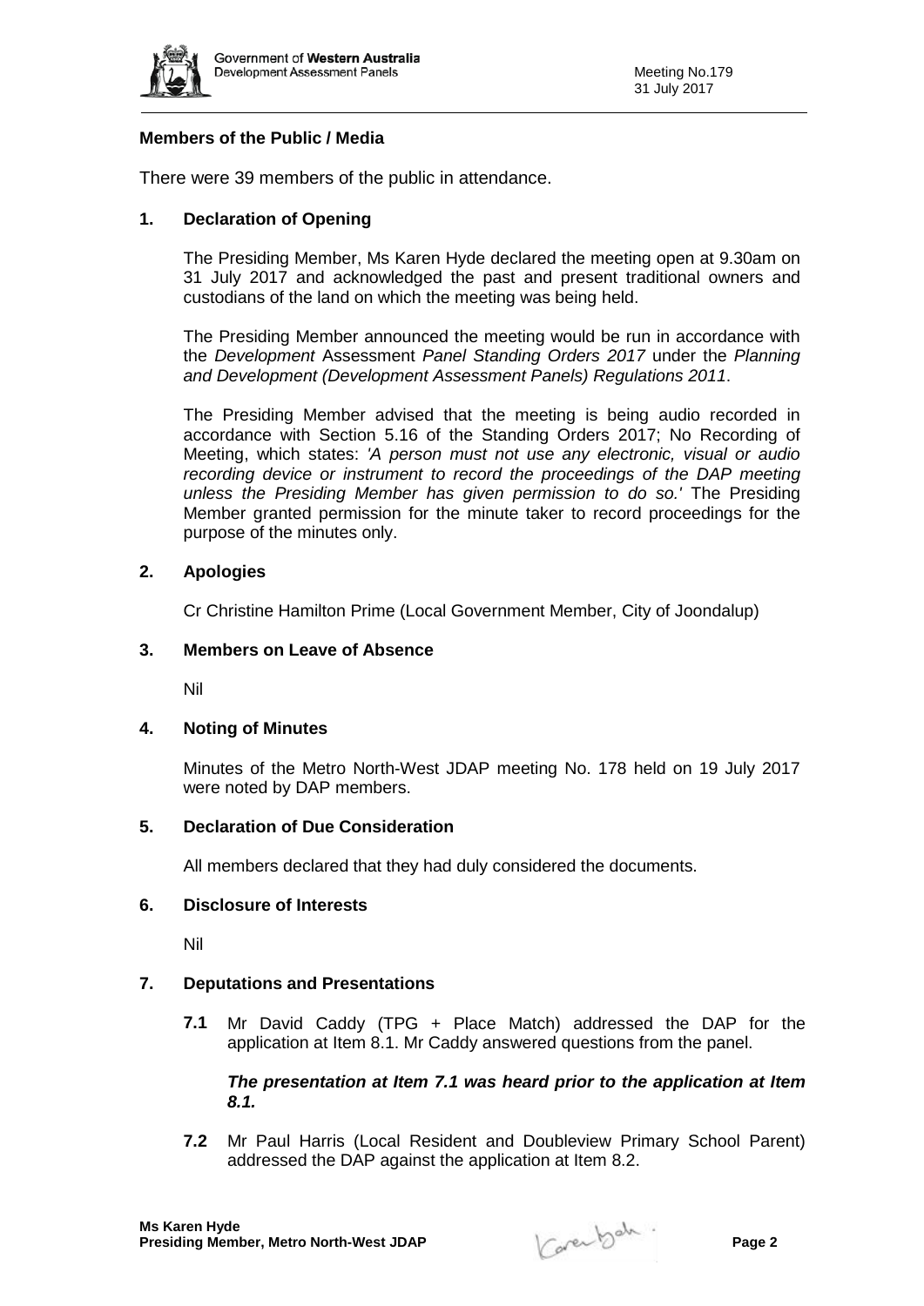**Members of the Public / Media**

There were 39 members of the public in attendance.

## 1. Declaration of Opening

The Presiding Member, Ms Karen Hyde declared the meeting open at 9.30am on 31 July 2017 and acknowledged the past and present traditional owners and custodians of the land on which the meeting was being held.

The Presiding Member announced the meeting would be run in accordance with the *Development* Assessment *Panel Standing Orders 2017* under the *Planning and Development (Development Assessment Panels) Regulations 2011*.

The Presiding Member advised that the meeting is being audio recorded in accordance with Section 5.16 of the Standing Orders 2017; No Recording of Meeting, which states: *'A person must not use any electronic, visual or audio recording device or instrument to record the proceedings of the DAP meeting unless the Presiding Member has given permission to do so.'* The Presiding Member granted permission for the minute taker to record proceedings for the purpose of the minutes only.

## 2. Apologies

Cr Christine Hamilton Prime (Local Government Member, City of Joondalup)

## 3. Members on Leave of Absence

Nil

## 4. Noting of Minutes

Minutes of the Metro North-West JDAP meeting No. 178 held on 19 July 2017 were noted by DAP members.

## 5. Declaration of Due Consideration

All members declared that they had duly considered the documents.

## 6. Disclosure of Interests

Nil

## 7. Deputations and Presentations

**7.1** Mr David Caddy (TPG + Place Match) addressed the DAP for the application at Item 8.1. Mr Caddy answered questions from the panel.

***The presentation at Item 7.1 was heard prior to the application at Item 8.1.***

**7.2** Mr Paul Harris (Local Resident and Doubleview Primary School Parent) addressed the DAP against the application at Item 8.2.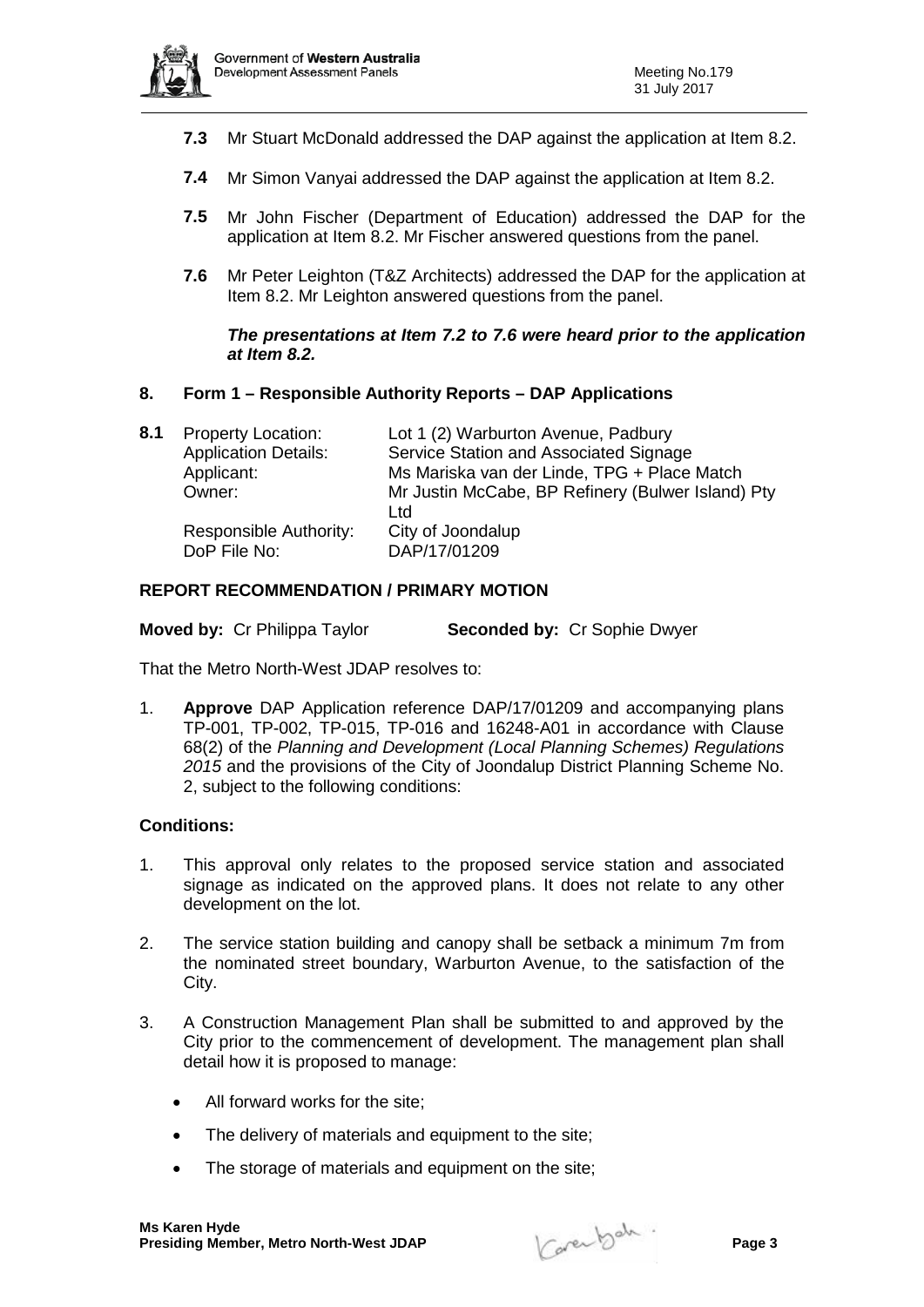**7.3** Mr Stuart McDonald addressed the DAP against the application at Item 8.2.

**7.4** Mr Simon Vanyai addressed the DAP against the application at Item 8.2.

**7.5** Mr John Fischer (Department of Education) addressed the DAP for the application at Item 8.2. Mr Fischer answered questions from the panel.

**7.6** Mr Peter Leighton (T&Z Architects) addressed the DAP for the application at Item 8.2. Mr Leighton answered questions from the panel.

***The presentations at Item 7.2 to 7.6 were heard prior to the application at Item 8.2.***

## 8. Form 1 – Responsible Authority Reports – DAP Applications

**8.1**

| | |
|---|---|
| Property Location: | Lot 1 (2) Warburton Avenue, Padbury |
| Application Details: | Service Station and Associated Signage |
| Applicant: | Ms Mariska van der Linde, TPG + Place Match |
| Owner: | Mr Justin McCabe, BP Refinery (Bulwer Island) Pty Ltd |
| Responsible Authority: | City of Joondalup |
| DoP File No: | DAP/17/01209 |

### REPORT RECOMMENDATION / PRIMARY MOTION

**Moved by:** Cr Philippa Taylor **Seconded by:** Cr Sophie Dwyer

That the Metro North-West JDAP resolves to:

1. **Approve** DAP Application reference DAP/17/01209 and accompanying plans TP-001, TP-002, TP-015, TP-016 and 16248-A01 in accordance with Clause 68(2) of the *Planning and Development (Local Planning Schemes) Regulations 2015* and the provisions of the City of Joondalup District Planning Scheme No. 2, subject to the following conditions:

### Conditions:

1. This approval only relates to the proposed service station and associated signage as indicated on the approved plans. It does not relate to any other development on the lot.

2. The service station building and canopy shall be setback a minimum 7m from the nominated street boundary, Warburton Avenue, to the satisfaction of the City.

3. A Construction Management Plan shall be submitted to and approved by the City prior to the commencement of development. The management plan shall detail how it is proposed to manage:

   - All forward works for the site;
   - The delivery of materials and equipment to the site;
   - The storage of materials and equipment on the site;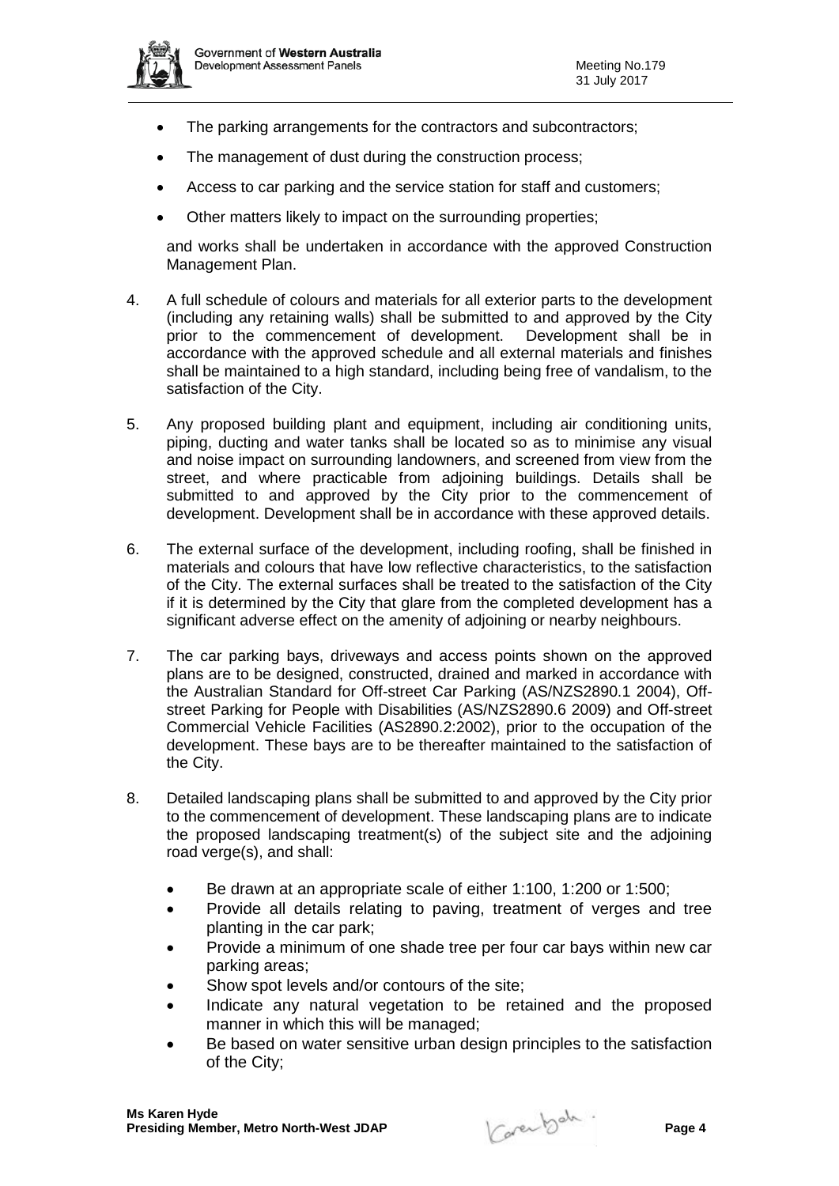- The parking arrangements for the contractors and subcontractors;
- The management of dust during the construction process;
- Access to car parking and the service station for staff and customers;
- Other matters likely to impact on the surrounding properties;

and works shall be undertaken in accordance with the approved Construction Management Plan.

4. A full schedule of colours and materials for all exterior parts to the development (including any retaining walls) shall be submitted to and approved by the City prior to the commencement of development. Development shall be in accordance with the approved schedule and all external materials and finishes shall be maintained to a high standard, including being free of vandalism, to the satisfaction of the City.

5. Any proposed building plant and equipment, including air conditioning units, piping, ducting and water tanks shall be located so as to minimise any visual and noise impact on surrounding landowners, and screened from view from the street, and where practicable from adjoining buildings. Details shall be submitted to and approved by the City prior to the commencement of development. Development shall be in accordance with these approved details.

6. The external surface of the development, including roofing, shall be finished in materials and colours that have low reflective characteristics, to the satisfaction of the City. The external surfaces shall be treated to the satisfaction of the City if it is determined by the City that glare from the completed development has a significant adverse effect on the amenity of adjoining or nearby neighbours.

7. The car parking bays, driveways and access points shown on the approved plans are to be designed, constructed, drained and marked in accordance with the Australian Standard for Off-street Car Parking (AS/NZS2890.1 2004), Off-street Parking for People with Disabilities (AS/NZS2890.6 2009) and Off-street Commercial Vehicle Facilities (AS2890.2:2002), prior to the occupation of the development. These bays are to be thereafter maintained to the satisfaction of the City.

8. Detailed landscaping plans shall be submitted to and approved by the City prior to the commencement of development. These landscaping plans are to indicate the proposed landscaping treatment(s) of the subject site and the adjoining road verge(s), and shall:

   - Be drawn at an appropriate scale of either 1:100, 1:200 or 1:500;
   - Provide all details relating to paving, treatment of verges and tree planting in the car park;
   - Provide a minimum of one shade tree per four car bays within new car parking areas;
   - Show spot levels and/or contours of the site;
   - Indicate any natural vegetation to be retained and the proposed manner in which this will be managed;
   - Be based on water sensitive urban design principles to the satisfaction of the City;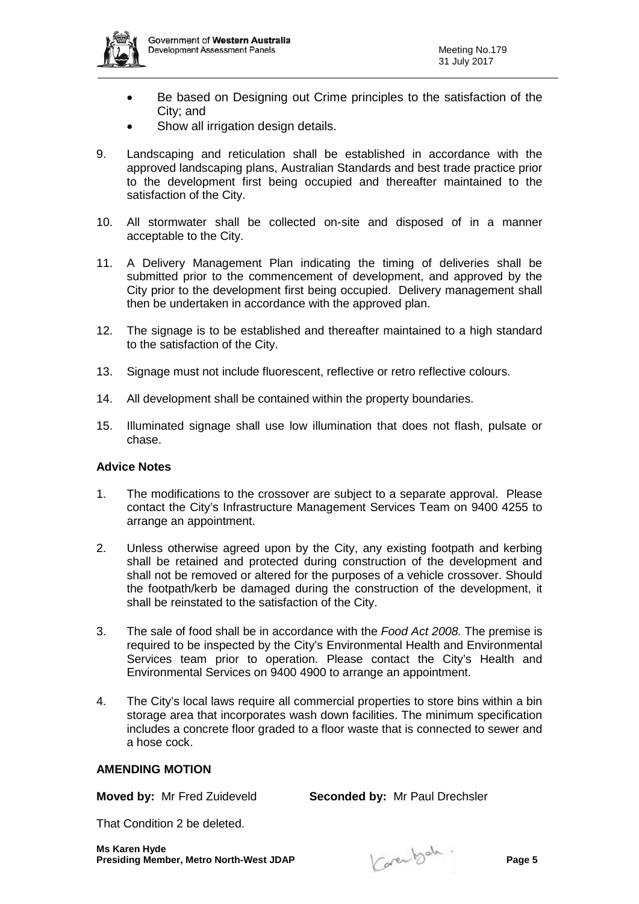- Be based on Designing out Crime principles to the satisfaction of the City; and
- Show all irrigation design details.

9. Landscaping and reticulation shall be established in accordance with the approved landscaping plans, Australian Standards and best trade practice prior to the development first being occupied and thereafter maintained to the satisfaction of the City.

10. All stormwater shall be collected on-site and disposed of in a manner acceptable to the City.

11. A Delivery Management Plan indicating the timing of deliveries shall be submitted prior to the commencement of development, and approved by the City prior to the development first being occupied. Delivery management shall then be undertaken in accordance with the approved plan.

12. The signage is to be established and thereafter maintained to a high standard to the satisfaction of the City.

13. Signage must not include fluorescent, reflective or retro reflective colours.

14. All development shall be contained within the property boundaries.

15. Illuminated signage shall use low illumination that does not flash, pulsate or chase.

**Advice Notes**

1. The modifications to the crossover are subject to a separate approval. Please contact the City's Infrastructure Management Services Team on 9400 4255 to arrange an appointment.

2. Unless otherwise agreed upon by the City, any existing footpath and kerbing shall be retained and protected during construction of the development and shall not be removed or altered for the purposes of a vehicle crossover. Should the footpath/kerb be damaged during the construction of the development, it shall be reinstated to the satisfaction of the City.

3. The sale of food shall be in accordance with the *Food Act 2008.* The premise is required to be inspected by the City's Environmental Health and Environmental Services team prior to operation. Please contact the City's Health and Environmental Services on 9400 4900 to arrange an appointment.

4. The City's local laws require all commercial properties to store bins within a bin storage area that incorporates wash down facilities. The minimum specification includes a concrete floor graded to a floor waste that is connected to sewer and a hose cock.

**AMENDING MOTION**

**Moved by:** Mr Fred Zuideveld **Seconded by:** Mr Paul Drechsler

That Condition 2 be deleted.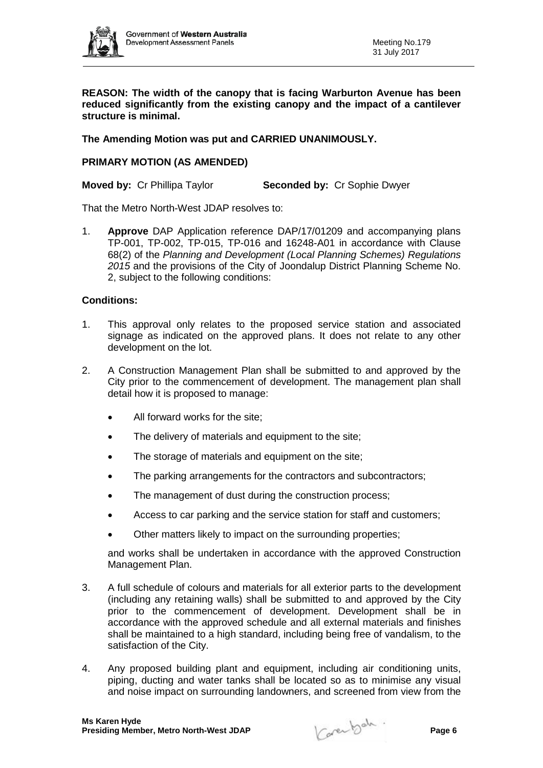**REASON: The width of the canopy that is facing Warburton Avenue has been reduced significantly from the existing canopy and the impact of a cantilever structure is minimal.**

**The Amending Motion was put and CARRIED UNANIMOUSLY.**

**PRIMARY MOTION (AS AMENDED)**

**Moved by:** Cr Phillipa Taylor **Seconded by:** Cr Sophie Dwyer

That the Metro North-West JDAP resolves to:

1. **Approve** DAP Application reference DAP/17/01209 and accompanying plans TP-001, TP-002, TP-015, TP-016 and 16248-A01 in accordance with Clause 68(2) of the *Planning and Development (Local Planning Schemes) Regulations 2015* and the provisions of the City of Joondalup District Planning Scheme No. 2, subject to the following conditions:

**Conditions:**

1. This approval only relates to the proposed service station and associated signage as indicated on the approved plans. It does not relate to any other development on the lot.

2. A Construction Management Plan shall be submitted to and approved by the City prior to the commencement of development. The management plan shall detail how it is proposed to manage:

   - All forward works for the site;
   - The delivery of materials and equipment to the site;
   - The storage of materials and equipment on the site;
   - The parking arrangements for the contractors and subcontractors;
   - The management of dust during the construction process;
   - Access to car parking and the service station for staff and customers;
   - Other matters likely to impact on the surrounding properties;

   and works shall be undertaken in accordance with the approved Construction Management Plan.

3. A full schedule of colours and materials for all exterior parts to the development (including any retaining walls) shall be submitted to and approved by the City prior to the commencement of development. Development shall be in accordance with the approved schedule and all external materials and finishes shall be maintained to a high standard, including being free of vandalism, to the satisfaction of the City.

4. Any proposed building plant and equipment, including air conditioning units, piping, ducting and water tanks shall be located so as to minimise any visual and noise impact on surrounding landowners, and screened from view from the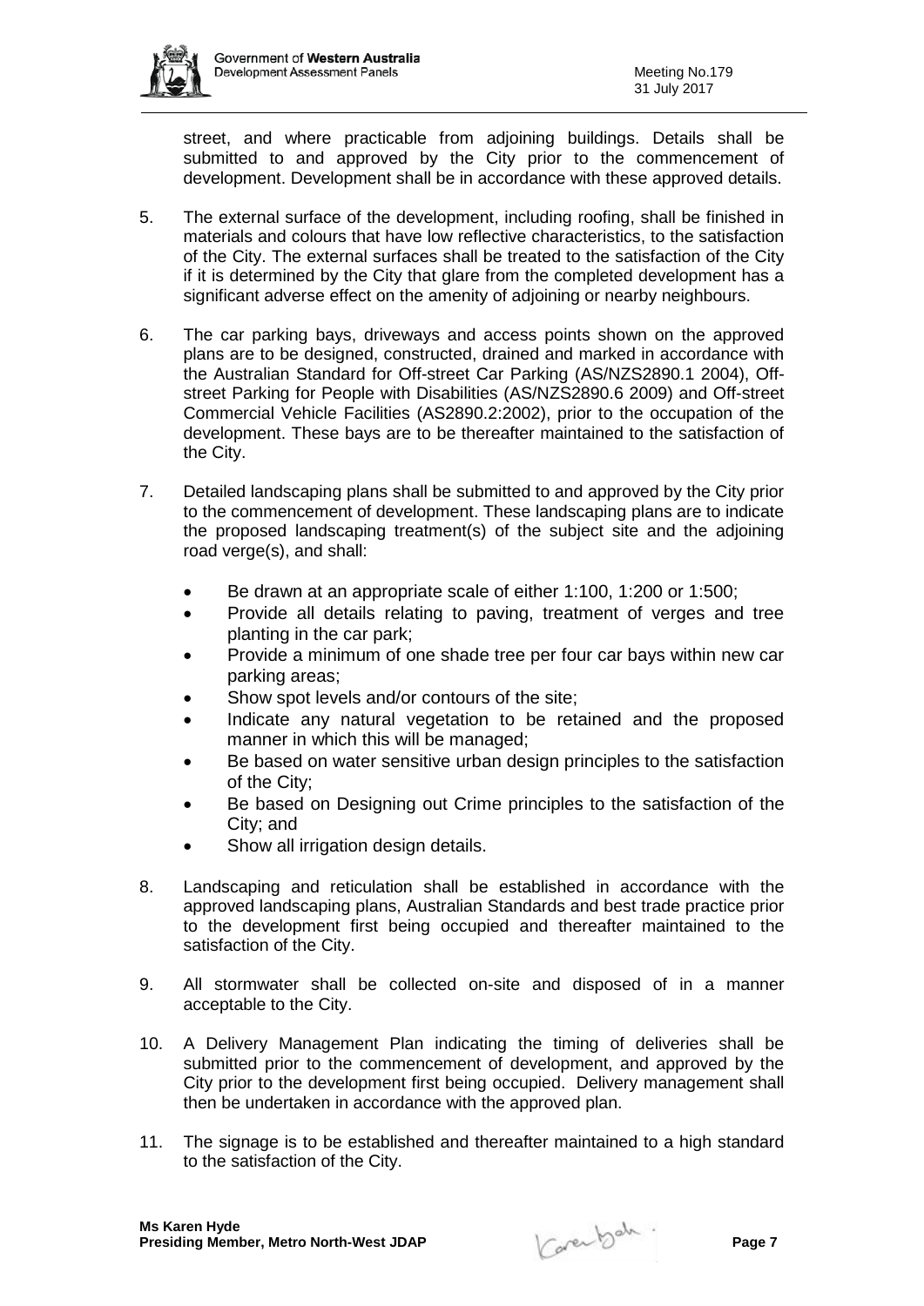street, and where practicable from adjoining buildings. Details shall be submitted to and approved by the City prior to the commencement of development. Development shall be in accordance with these approved details.

5. The external surface of the development, including roofing, shall be finished in materials and colours that have low reflective characteristics, to the satisfaction of the City. The external surfaces shall be treated to the satisfaction of the City if it is determined by the City that glare from the completed development has a significant adverse effect on the amenity of adjoining or nearby neighbours.

6. The car parking bays, driveways and access points shown on the approved plans are to be designed, constructed, drained and marked in accordance with the Australian Standard for Off-street Car Parking (AS/NZS2890.1 2004), Off-street Parking for People with Disabilities (AS/NZS2890.6 2009) and Off-street Commercial Vehicle Facilities (AS2890.2:2002), prior to the occupation of the development. These bays are to be thereafter maintained to the satisfaction of the City.

7. Detailed landscaping plans shall be submitted to and approved by the City prior to the commencement of development. These landscaping plans are to indicate the proposed landscaping treatment(s) of the subject site and the adjoining road verge(s), and shall:

   - Be drawn at an appropriate scale of either 1:100, 1:200 or 1:500;
   - Provide all details relating to paving, treatment of verges and tree planting in the car park;
   - Provide a minimum of one shade tree per four car bays within new car parking areas;
   - Show spot levels and/or contours of the site;
   - Indicate any natural vegetation to be retained and the proposed manner in which this will be managed;
   - Be based on water sensitive urban design principles to the satisfaction of the City;
   - Be based on Designing out Crime principles to the satisfaction of the City; and
   - Show all irrigation design details.

8. Landscaping and reticulation shall be established in accordance with the approved landscaping plans, Australian Standards and best trade practice prior to the development first being occupied and thereafter maintained to the satisfaction of the City.

9. All stormwater shall be collected on-site and disposed of in a manner acceptable to the City.

10. A Delivery Management Plan indicating the timing of deliveries shall be submitted prior to the commencement of development, and approved by the City prior to the development first being occupied. Delivery management shall then be undertaken in accordance with the approved plan.

11. The signage is to be established and thereafter maintained to a high standard to the satisfaction of the City.

**Ms Karen Hyde**
**Presiding Member, Metro North-West JDAP**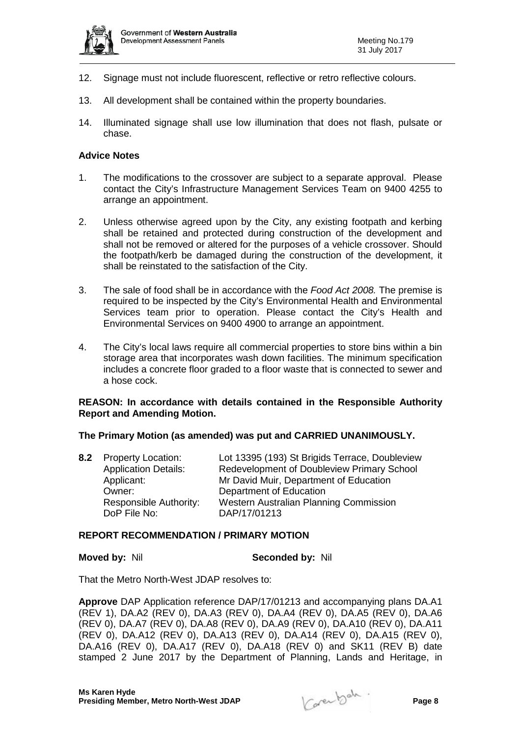12. Signage must not include fluorescent, reflective or retro reflective colours.

13. All development shall be contained within the property boundaries.

14. Illuminated signage shall use low illumination that does not flash, pulsate or chase.

**Advice Notes**

1. The modifications to the crossover are subject to a separate approval. Please contact the City's Infrastructure Management Services Team on 9400 4255 to arrange an appointment.

2. Unless otherwise agreed upon by the City, any existing footpath and kerbing shall be retained and protected during construction of the development and shall not be removed or altered for the purposes of a vehicle crossover. Should the footpath/kerb be damaged during the construction of the development, it shall be reinstated to the satisfaction of the City.

3. The sale of food shall be in accordance with the *Food Act 2008.* The premise is required to be inspected by the City's Environmental Health and Environmental Services team prior to operation. Please contact the City's Health and Environmental Services on 9400 4900 to arrange an appointment.

4. The City's local laws require all commercial properties to store bins within a bin storage area that incorporates wash down facilities. The minimum specification includes a concrete floor graded to a floor waste that is connected to sewer and a hose cock.

**REASON: In accordance with details contained in the Responsible Authority Report and Amending Motion.**

**The Primary Motion (as amended) was put and CARRIED UNANIMOUSLY.**

**8.2** Property Location: Lot 13395 (193) St Brigids Terrace, Doubleview
Application Details: Redevelopment of Doubleview Primary School
Applicant: Mr David Muir, Department of Education
Owner: Department of Education
Responsible Authority: Western Australian Planning Commission
DoP File No: DAP/17/01213

**REPORT RECOMMENDATION / PRIMARY MOTION**

**Moved by:** Nil **Seconded by:** Nil

That the Metro North-West JDAP resolves to:

**Approve** DAP Application reference DAP/17/01213 and accompanying plans DA.A1 (REV 1), DA.A2 (REV 0), DA.A3 (REV 0), DA.A4 (REV 0), DA.A5 (REV 0), DA.A6 (REV 0), DA.A7 (REV 0), DA.A8 (REV 0), DA.A9 (REV 0), DA.A10 (REV 0), DA.A11 (REV 0), DA.A12 (REV 0), DA.A13 (REV 0), DA.A14 (REV 0), DA.A15 (REV 0), DA.A16 (REV 0), DA.A17 (REV 0), DA.A18 (REV 0) and SK11 (REV B) date stamped 2 June 2017 by the Department of Planning, Lands and Heritage, in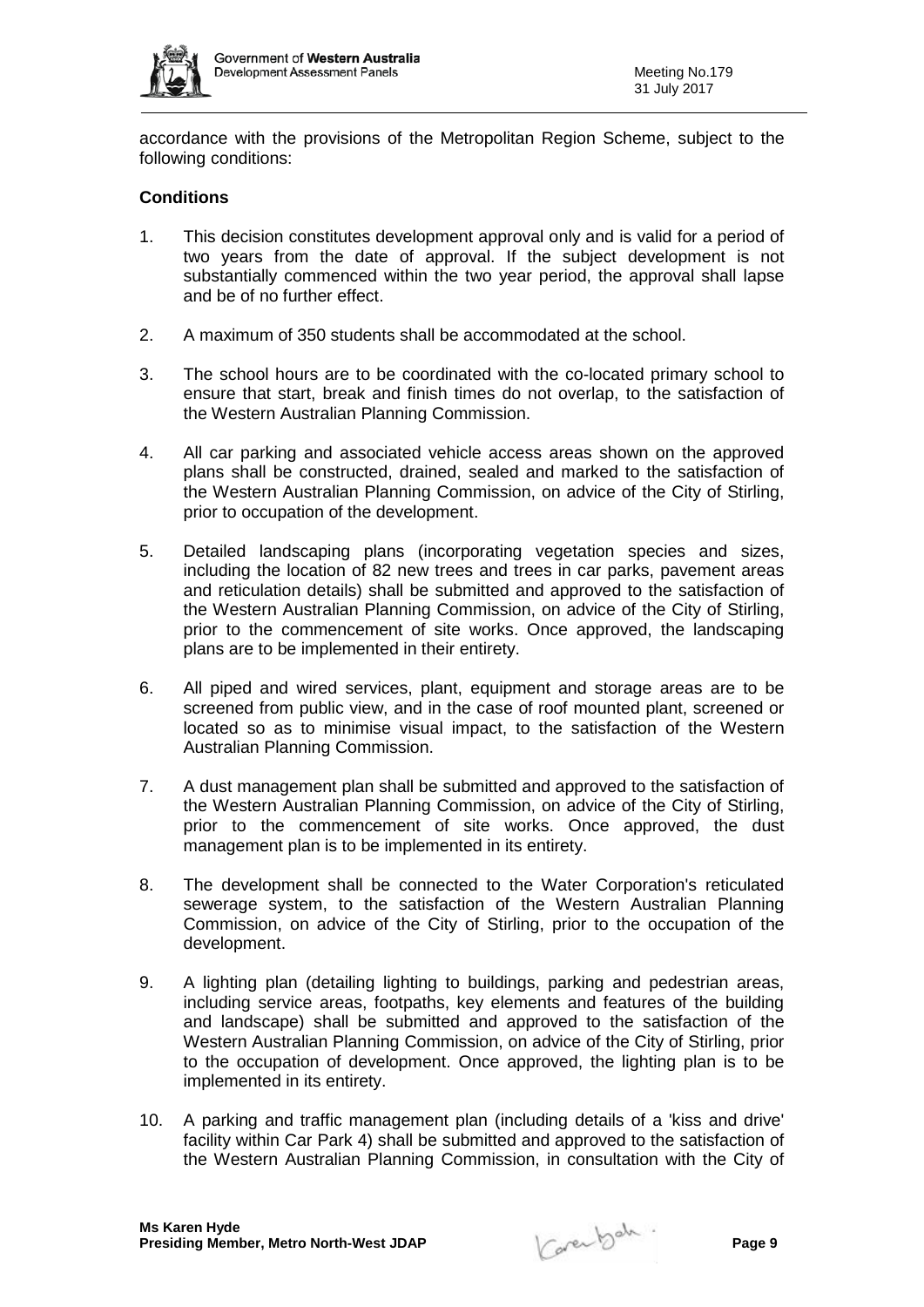accordance with the provisions of the Metropolitan Region Scheme, subject to the following conditions:

**Conditions**

1. This decision constitutes development approval only and is valid for a period of two years from the date of approval. If the subject development is not substantially commenced within the two year period, the approval shall lapse and be of no further effect.

2. A maximum of 350 students shall be accommodated at the school.

3. The school hours are to be coordinated with the co-located primary school to ensure that start, break and finish times do not overlap, to the satisfaction of the Western Australian Planning Commission.

4. All car parking and associated vehicle access areas shown on the approved plans shall be constructed, drained, sealed and marked to the satisfaction of the Western Australian Planning Commission, on advice of the City of Stirling, prior to occupation of the development.

5. Detailed landscaping plans (incorporating vegetation species and sizes, including the location of 82 new trees and trees in car parks, pavement areas and reticulation details) shall be submitted and approved to the satisfaction of the Western Australian Planning Commission, on advice of the City of Stirling, prior to the commencement of site works. Once approved, the landscaping plans are to be implemented in their entirety.

6. All piped and wired services, plant, equipment and storage areas are to be screened from public view, and in the case of roof mounted plant, screened or located so as to minimise visual impact, to the satisfaction of the Western Australian Planning Commission.

7. A dust management plan shall be submitted and approved to the satisfaction of the Western Australian Planning Commission, on advice of the City of Stirling, prior to the commencement of site works. Once approved, the dust management plan is to be implemented in its entirety.

8. The development shall be connected to the Water Corporation's reticulated sewerage system, to the satisfaction of the Western Australian Planning Commission, on advice of the City of Stirling, prior to the occupation of the development.

9. A lighting plan (detailing lighting to buildings, parking and pedestrian areas, including service areas, footpaths, key elements and features of the building and landscape) shall be submitted and approved to the satisfaction of the Western Australian Planning Commission, on advice of the City of Stirling, prior to the occupation of development. Once approved, the lighting plan is to be implemented in its entirety.

10. A parking and traffic management plan (including details of a 'kiss and drive' facility within Car Park 4) shall be submitted and approved to the satisfaction of the Western Australian Planning Commission, in consultation with the City of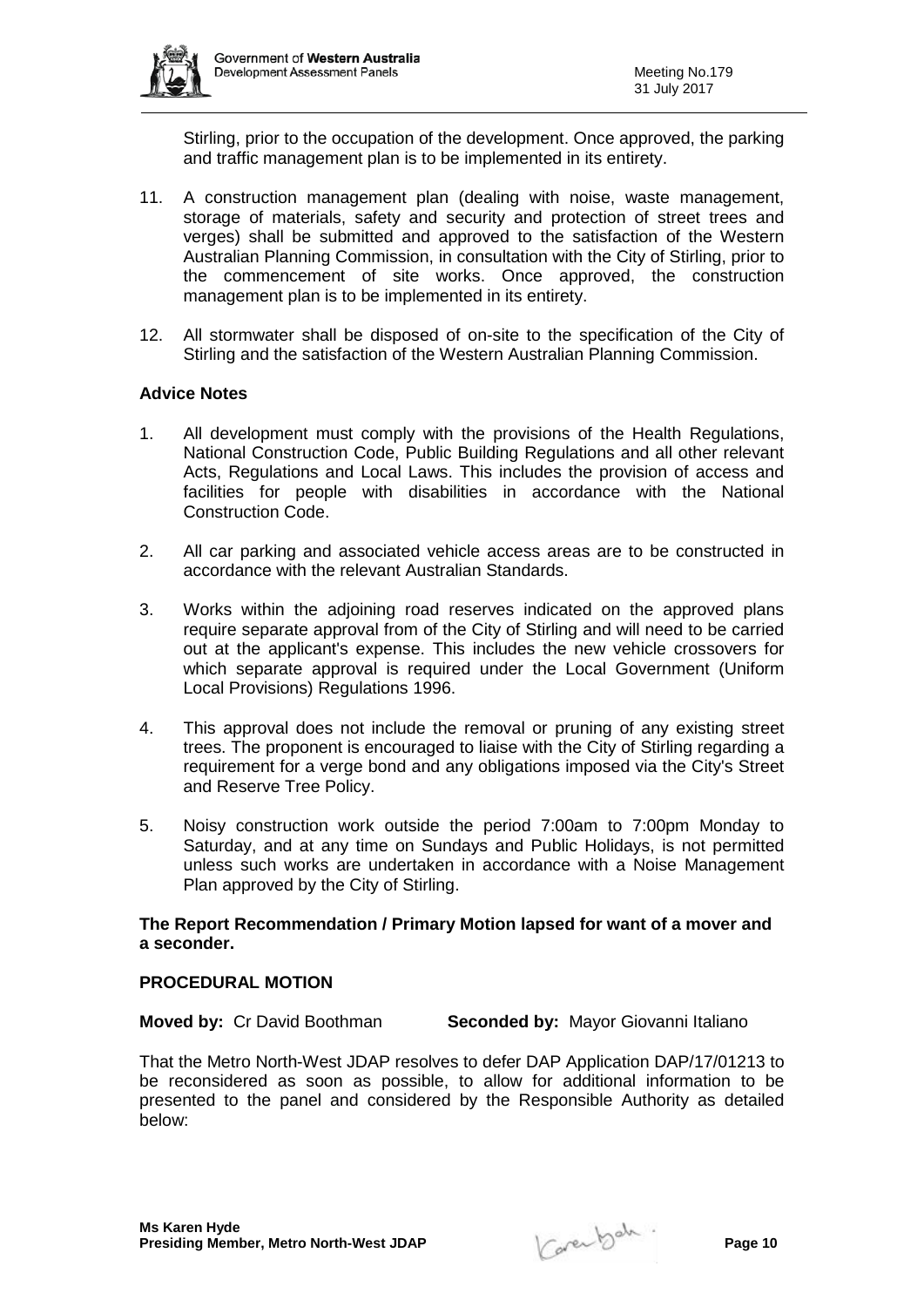Stirling, prior to the occupation of the development. Once approved, the parking and traffic management plan is to be implemented in its entirety.

11. A construction management plan (dealing with noise, waste management, storage of materials, safety and security and protection of street trees and verges) shall be submitted and approved to the satisfaction of the Western Australian Planning Commission, in consultation with the City of Stirling, prior to the commencement of site works. Once approved, the construction management plan is to be implemented in its entirety.

12. All stormwater shall be disposed of on-site to the specification of the City of Stirling and the satisfaction of the Western Australian Planning Commission.

**Advice Notes**

1. All development must comply with the provisions of the Health Regulations, National Construction Code, Public Building Regulations and all other relevant Acts, Regulations and Local Laws. This includes the provision of access and facilities for people with disabilities in accordance with the National Construction Code.

2. All car parking and associated vehicle access areas are to be constructed in accordance with the relevant Australian Standards.

3. Works within the adjoining road reserves indicated on the approved plans require separate approval from of the City of Stirling and will need to be carried out at the applicant's expense. This includes the new vehicle crossovers for which separate approval is required under the Local Government (Uniform Local Provisions) Regulations 1996.

4. This approval does not include the removal or pruning of any existing street trees. The proponent is encouraged to liaise with the City of Stirling regarding a requirement for a verge bond and any obligations imposed via the City's Street and Reserve Tree Policy.

5. Noisy construction work outside the period 7:00am to 7:00pm Monday to Saturday, and at any time on Sundays and Public Holidays, is not permitted unless such works are undertaken in accordance with a Noise Management Plan approved by the City of Stirling.

**The Report Recommendation / Primary Motion lapsed for want of a mover and a seconder.**

**PROCEDURAL MOTION**

**Moved by:** Cr David Boothman **Seconded by:** Mayor Giovanni Italiano

That the Metro North-West JDAP resolves to defer DAP Application DAP/17/01213 to be reconsidered as soon as possible, to allow for additional information to be presented to the panel and considered by the Responsible Authority as detailed below: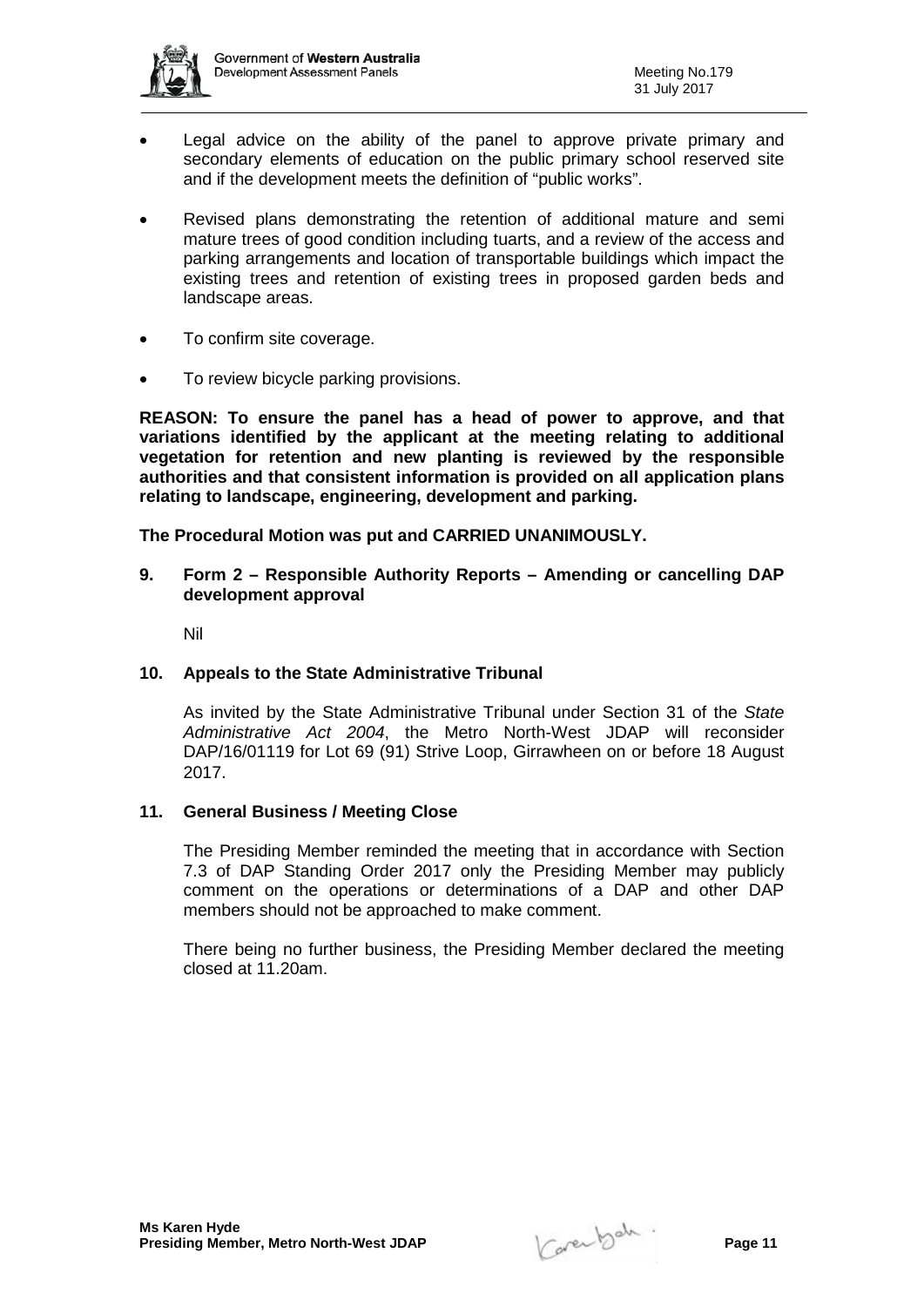- Legal advice on the ability of the panel to approve private primary and secondary elements of education on the public primary school reserved site and if the development meets the definition of "public works".
- Revised plans demonstrating the retention of additional mature and semi mature trees of good condition including tuarts, and a review of the access and parking arrangements and location of transportable buildings which impact the existing trees and retention of existing trees in proposed garden beds and landscape areas.
- To confirm site coverage.
- To review bicycle parking provisions.

**REASON: To ensure the panel has a head of power to approve, and that variations identified by the applicant at the meeting relating to additional vegetation for retention and new planting is reviewed by the responsible authorities and that consistent information is provided on all application plans relating to landscape, engineering, development and parking.**

**The Procedural Motion was put and CARRIED UNANIMOUSLY.**

## 9. Form 2 – Responsible Authority Reports – Amending or cancelling DAP development approval

Nil

## 10. Appeals to the State Administrative Tribunal

As invited by the State Administrative Tribunal under Section 31 of the *State Administrative Act 2004*, the Metro North-West JDAP will reconsider DAP/16/01119 for Lot 69 (91) Strive Loop, Girrawheen on or before 18 August 2017.

## 11. General Business / Meeting Close

The Presiding Member reminded the meeting that in accordance with Section 7.3 of DAP Standing Order 2017 only the Presiding Member may publicly comment on the operations or determinations of a DAP and other DAP members should not be approached to make comment.

There being no further business, the Presiding Member declared the meeting closed at 11.20am.